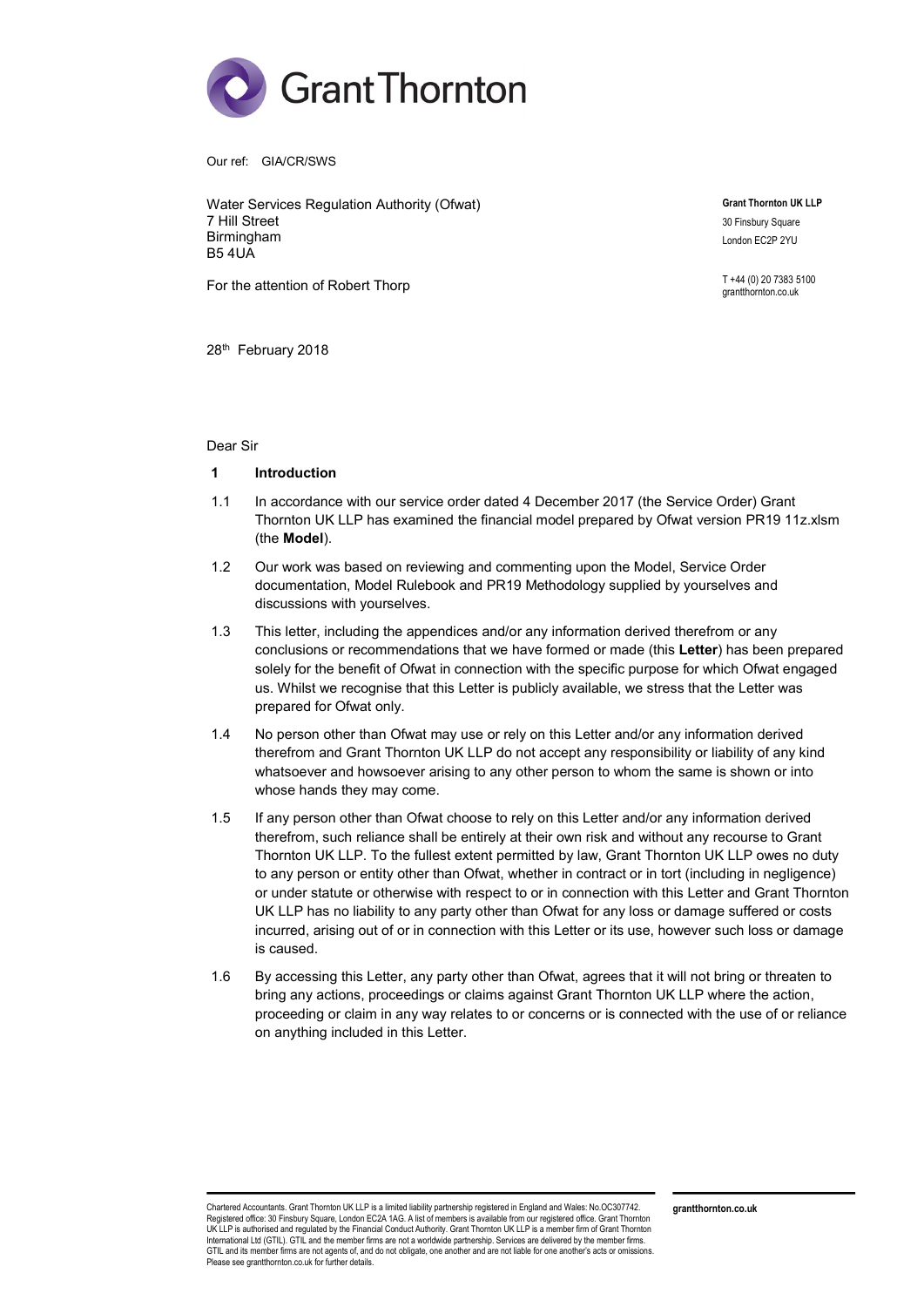Our ref: GIA/CR/SWS

Water Services Regulation Authority (Ofwat)
7 Hill Street
Birmingham
B5 4UA

**Grant Thornton UK LLP**
30 Finsbury Square
London EC2P 2YU

T +44 (0) 20 7383 5100
grantthornton.co.uk

For the attention of Robert Thorp

28th February 2018

Dear Sir

## 1 Introduction

1.1 In accordance with our service order dated 4 December 2017 (the Service Order) Grant Thornton UK LLP has examined the financial model prepared by Ofwat version PR19 11z.xlsm (the **Model**).

1.2 Our work was based on reviewing and commenting upon the Model, Service Order documentation, Model Rulebook and PR19 Methodology supplied by yourselves and discussions with yourselves.

1.3 This letter, including the appendices and/or any information derived therefrom or any conclusions or recommendations that we have formed or made (this **Letter**) has been prepared solely for the benefit of Ofwat in connection with the specific purpose for which Ofwat engaged us. Whilst we recognise that this Letter is publicly available, we stress that the Letter was prepared for Ofwat only.

1.4 No person other than Ofwat may use or rely on this Letter and/or any information derived therefrom and Grant Thornton UK LLP do not accept any responsibility or liability of any kind whatsoever and howsoever arising to any other person to whom the same is shown or into whose hands they may come.

1.5 If any person other than Ofwat choose to rely on this Letter and/or any information derived therefrom, such reliance shall be entirely at their own risk and without any recourse to Grant Thornton UK LLP. To the fullest extent permitted by law, Grant Thornton UK LLP owes no duty to any person or entity other than Ofwat, whether in contract or in tort (including in negligence) or under statute or otherwise with respect to or in connection with this Letter and Grant Thornton UK LLP has no liability to any party other than Ofwat for any loss or damage suffered or costs incurred, arising out of or in connection with this Letter or its use, however such loss or damage is caused.

1.6 By accessing this Letter, any party other than Ofwat, agrees that it will not bring or threaten to bring any actions, proceedings or claims against Grant Thornton UK LLP where the action, proceeding or claim in any way relates to or concerns or is connected with the use of or reliance on anything included in this Letter.

Chartered Accountants. Grant Thornton UK LLP is a limited liability partnership registered in England and Wales: No.OC307742. Registered office: 30 Finsbury Square, London EC2A 1AG. A list of members is available from our registered office. Grant Thornton UK LLP is authorised and regulated by the Financial Conduct Authority. Grant Thornton UK LLP is a member firm of Grant Thornton International Ltd (GTIL). GTIL and the member firms are not a worldwide partnership. Services are delivered by the member firms. GTIL and its member firms are not agents of, and do not obligate, one another and are not liable for one another's acts or omissions. Please see grantthornton.co.uk for further details.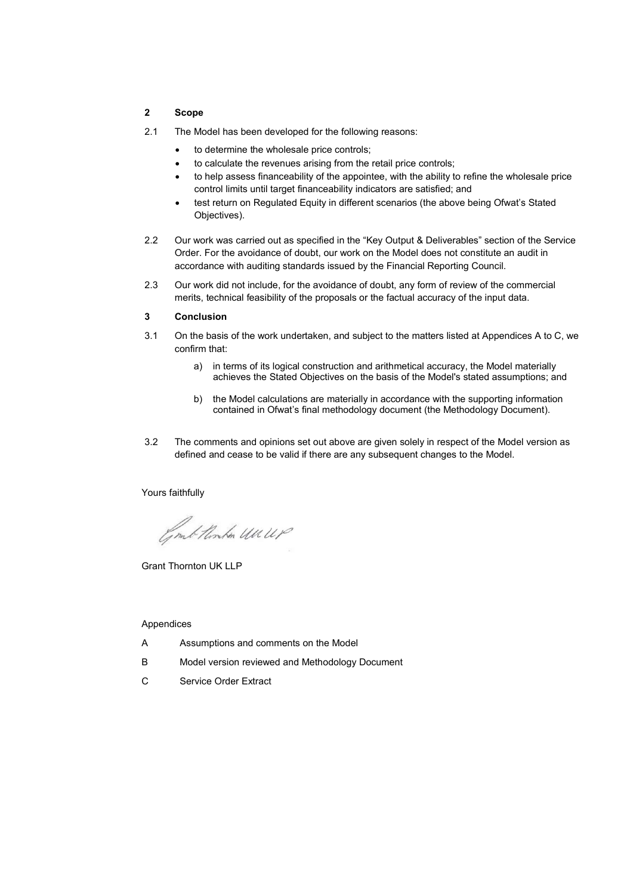## 2 Scope

2.1 The Model has been developed for the following reasons:

- to determine the wholesale price controls;
- to calculate the revenues arising from the retail price controls;
- to help assess financeability of the appointee, with the ability to refine the wholesale price control limits until target financeability indicators are satisfied; and
- test return on Regulated Equity in different scenarios (the above being Ofwat's Stated Objectives).

2.2 Our work was carried out as specified in the "Key Output & Deliverables" section of the Service Order. For the avoidance of doubt, our work on the Model does not constitute an audit in accordance with auditing standards issued by the Financial Reporting Council.

2.3 Our work did not include, for the avoidance of doubt, any form of review of the commercial merits, technical feasibility of the proposals or the factual accuracy of the input data.

## 3 Conclusion

3.1 On the basis of the work undertaken, and subject to the matters listed at Appendices A to C, we confirm that:

a) in terms of its logical construction and arithmetical accuracy, the Model materially achieves the Stated Objectives on the basis of the Model's stated assumptions; and

b) the Model calculations are materially in accordance with the supporting information contained in Ofwat's final methodology document (the Methodology Document).

3.2 The comments and opinions set out above are given solely in respect of the Model version as defined and cease to be valid if there are any subsequent changes to the Model.

Yours faithfully

Grant Thornton UK LLP

Grant Thornton UK LLP

Appendices

| | |
|---|---|
| A | Assumptions and comments on the Model |
| B | Model version reviewed and Methodology Document |
| C | Service Order Extract |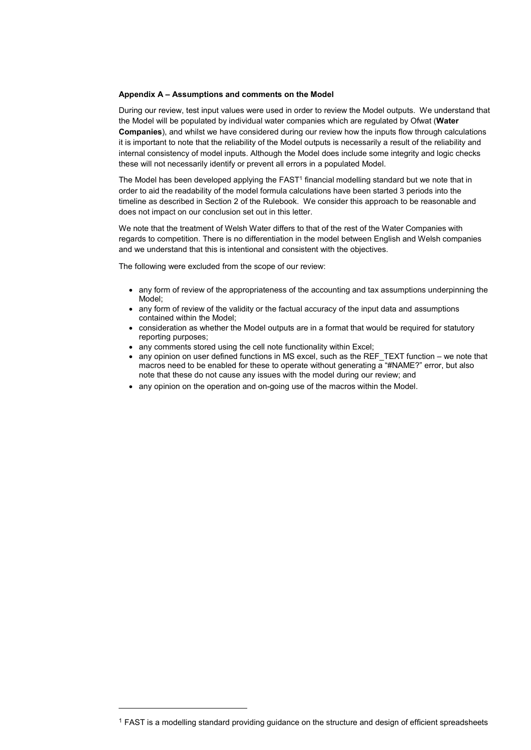**Appendix A – Assumptions and comments on the Model**

During our review, test input values were used in order to review the Model outputs. We understand that the Model will be populated by individual water companies which are regulated by Ofwat (**Water Companies**), and whilst we have considered during our review how the inputs flow through calculations it is important to note that the reliability of the Model outputs is necessarily a result of the reliability and internal consistency of model inputs. Although the Model does include some integrity and logic checks these will not necessarily identify or prevent all errors in a populated Model.

The Model has been developed applying the FAST[1] financial modelling standard but we note that in order to aid the readability of the model formula calculations have been started 3 periods into the timeline as described in Section 2 of the Rulebook. We consider this approach to be reasonable and does not impact on our conclusion set out in this letter.

We note that the treatment of Welsh Water differs to that of the rest of the Water Companies with regards to competition. There is no differentiation in the model between English and Welsh companies and we understand that this is intentional and consistent with the objectives.

The following were excluded from the scope of our review:

- any form of review of the appropriateness of the accounting and tax assumptions underpinning the Model;
- any form of review of the validity or the factual accuracy of the input data and assumptions contained within the Model;
- consideration as whether the Model outputs are in a format that would be required for statutory reporting purposes;
- any comments stored using the cell note functionality within Excel;
- any opinion on user defined functions in MS excel, such as the REF_TEXT function – we note that macros need to be enabled for these to operate without generating a "#NAME?" error, but also note that these do not cause any issues with the model during our review; and
- any opinion on the operation and on-going use of the macros within the Model.

[1] FAST is a modelling standard providing guidance on the structure and design of efficient spreadsheets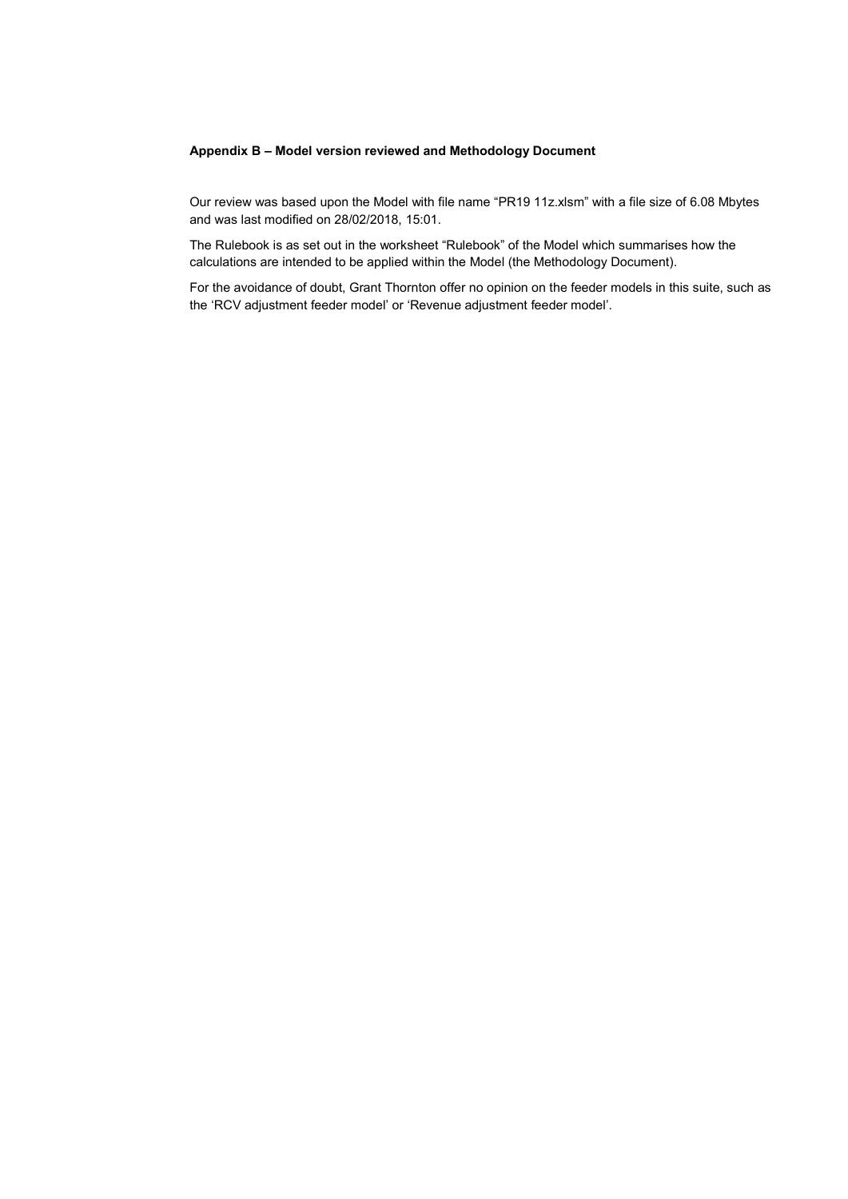**Appendix B – Model version reviewed and Methodology Document**

Our review was based upon the Model with file name "PR19 11z.xlsm" with a file size of 6.08 Mbytes and was last modified on 28/02/2018, 15:01.

The Rulebook is as set out in the worksheet "Rulebook" of the Model which summarises how the calculations are intended to be applied within the Model (the Methodology Document).

For the avoidance of doubt, Grant Thornton offer no opinion on the feeder models in this suite, such as the 'RCV adjustment feeder model' or 'Revenue adjustment feeder model'.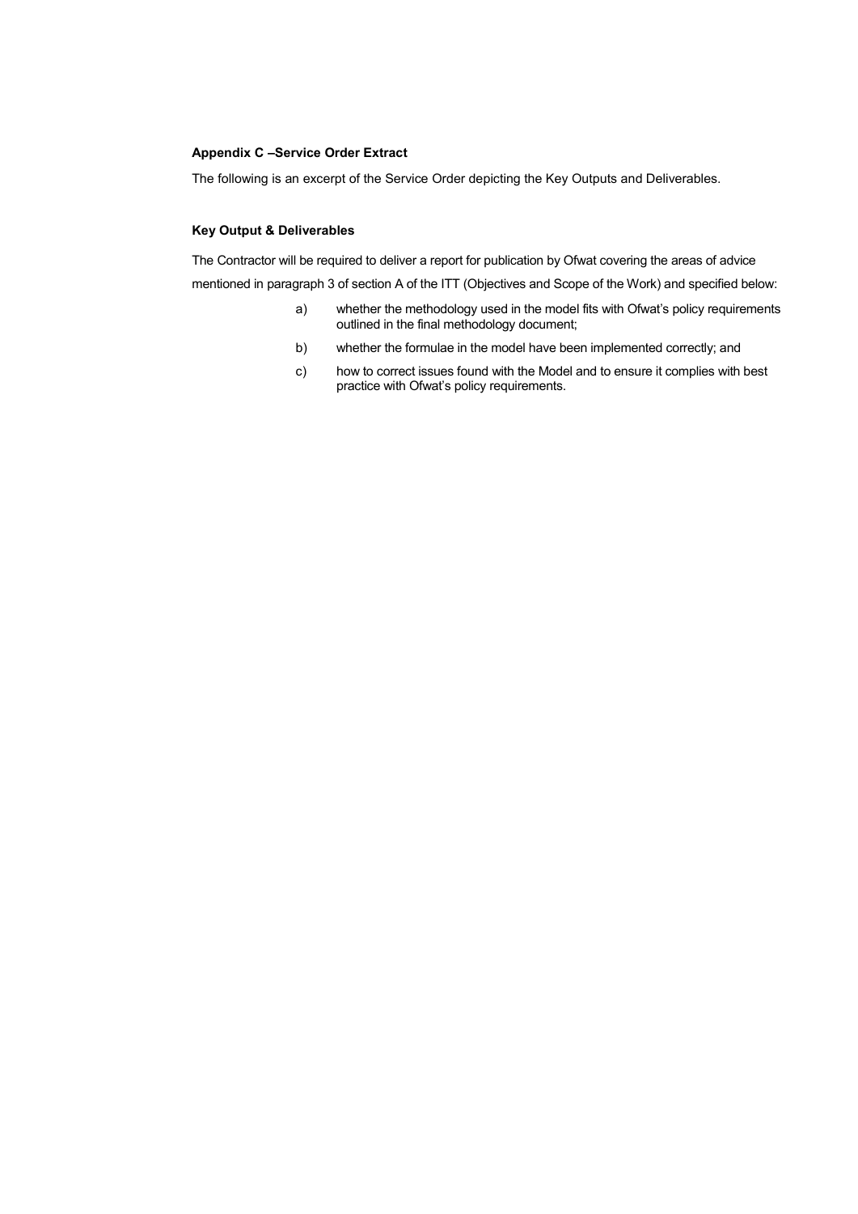**Appendix C –Service Order Extract**

The following is an excerpt of the Service Order depicting the Key Outputs and Deliverables.

**Key Output & Deliverables**

The Contractor will be required to deliver a report for publication by Ofwat covering the areas of advice mentioned in paragraph 3 of section A of the ITT (Objectives and Scope of the Work) and specified below:

a) whether the methodology used in the model fits with Ofwat's policy requirements outlined in the final methodology document;

b) whether the formulae in the model have been implemented correctly; and

c) how to correct issues found with the Model and to ensure it complies with best practice with Ofwat's policy requirements.